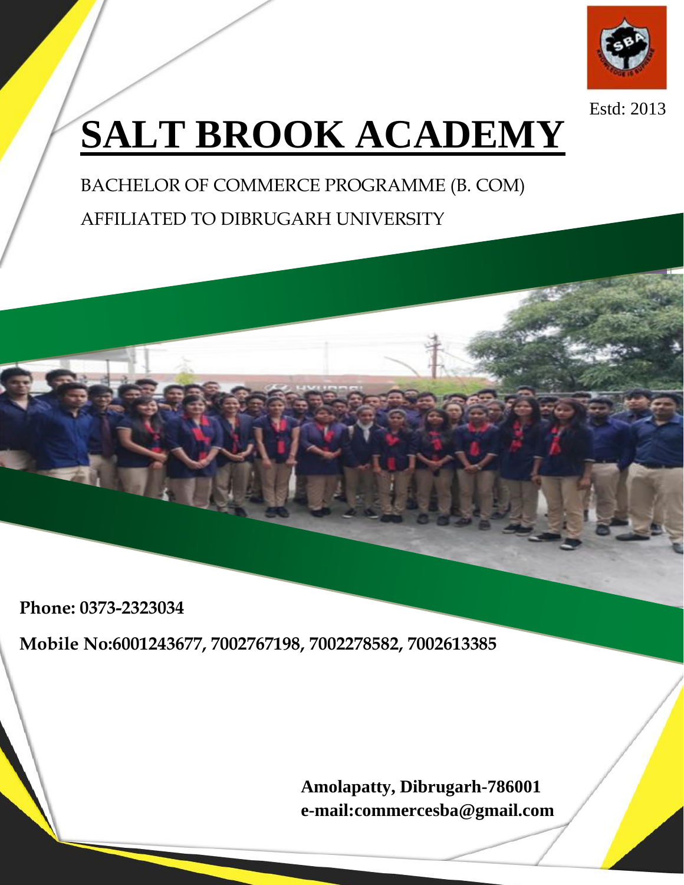Estd: 2013

# SALT BROOK ACADEMY

BACHELOR OF COMMERCE PROGRAMME (B. COM)

AFFILIATED TO DIBRUGARH UNIVERSITY

**Phone: 0373-2323034**

**Mobile No:6001243677, 7002767198, 7002278582, 7002613385**

**Amolapatty, Dibrugarh-786001**
**e-mail:commercesba@gmail.com**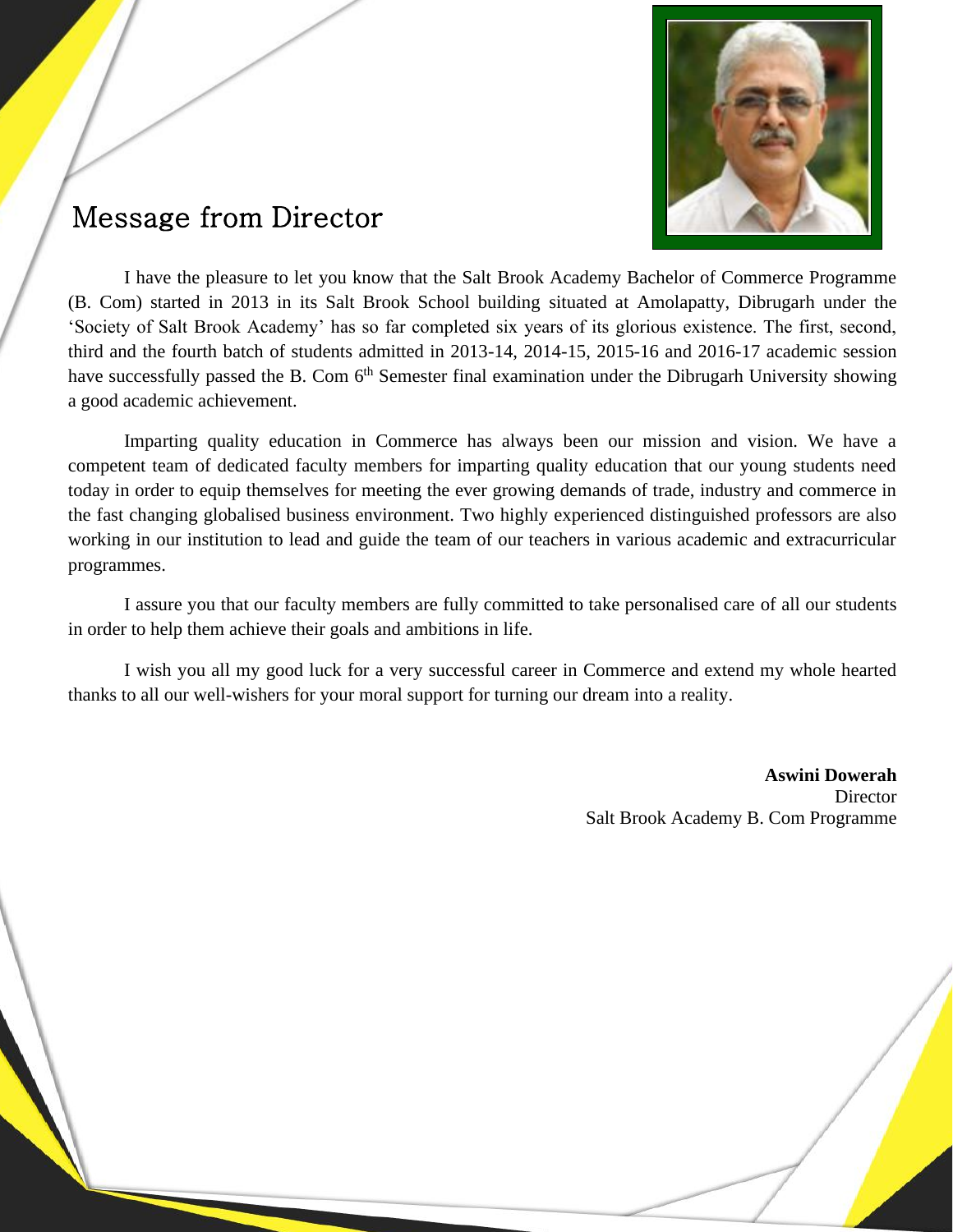# Message from Director

I have the pleasure to let you know that the Salt Brook Academy Bachelor of Commerce Programme (B. Com) started in 2013 in its Salt Brook School building situated at Amolapatty, Dibrugarh under the 'Society of Salt Brook Academy' has so far completed six years of its glorious existence. The first, second, third and the fourth batch of students admitted in 2013-14, 2014-15, 2015-16 and 2016-17 academic session have successfully passed the B. Com 6th Semester final examination under the Dibrugarh University showing a good academic achievement.

Imparting quality education in Commerce has always been our mission and vision. We have a competent team of dedicated faculty members for imparting quality education that our young students need today in order to equip themselves for meeting the ever growing demands of trade, industry and commerce in the fast changing globalised business environment. Two highly experienced distinguished professors are also working in our institution to lead and guide the team of our teachers in various academic and extracurricular programmes.

I assure you that our faculty members are fully committed to take personalised care of all our students in order to help them achieve their goals and ambitions in life.

I wish you all my good luck for a very successful career in Commerce and extend my whole hearted thanks to all our well-wishers for your moral support for turning our dream into a reality.

**Aswini Dowerah**
Director
Salt Brook Academy B. Com Programme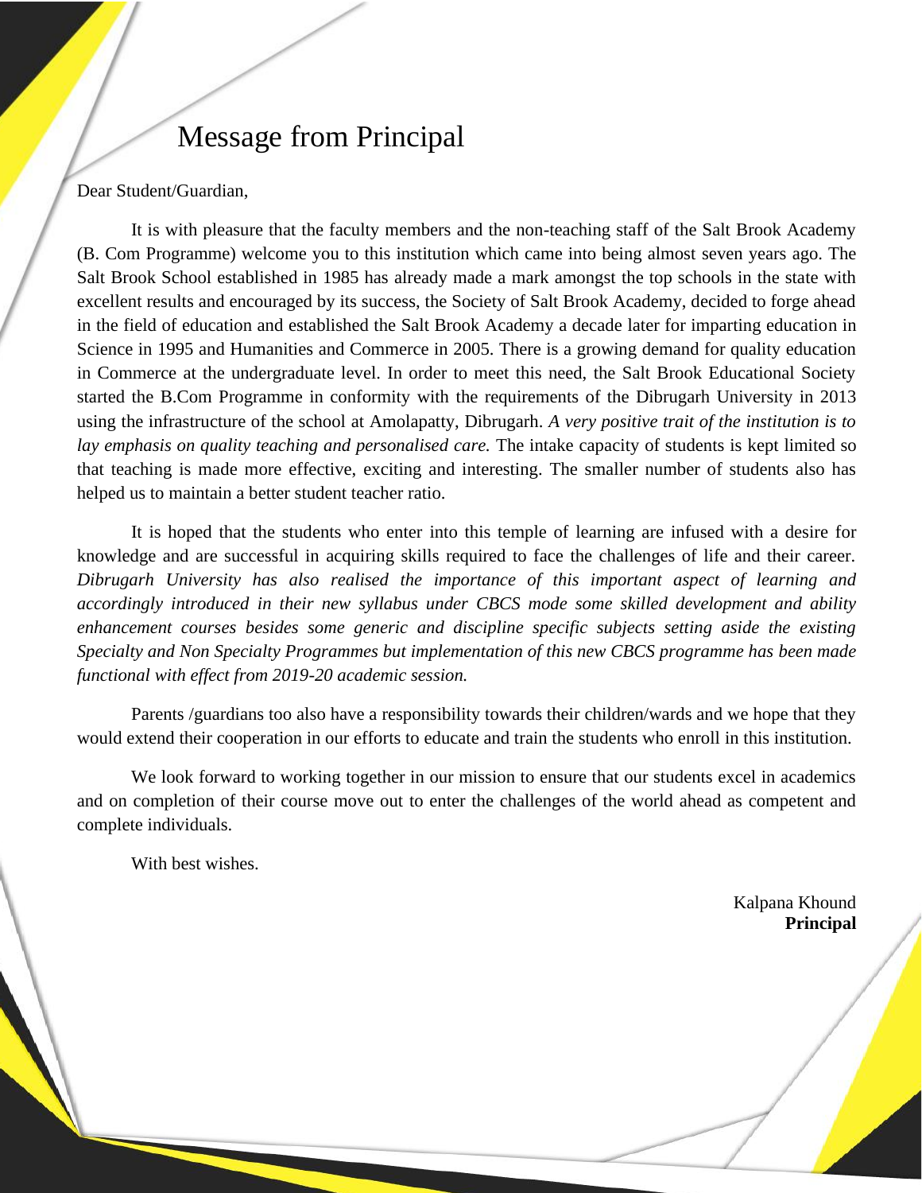# Message from Principal

Dear Student/Guardian,

It is with pleasure that the faculty members and the non-teaching staff of the Salt Brook Academy (B. Com Programme) welcome you to this institution which came into being almost seven years ago. The Salt Brook School established in 1985 has already made a mark amongst the top schools in the state with excellent results and encouraged by its success, the Society of Salt Brook Academy, decided to forge ahead in the field of education and established the Salt Brook Academy a decade later for imparting education in Science in 1995 and Humanities and Commerce in 2005. There is a growing demand for quality education in Commerce at the undergraduate level. In order to meet this need, the Salt Brook Educational Society started the B.Com Programme in conformity with the requirements of the Dibrugarh University in 2013 using the infrastructure of the school at Amolapatty, Dibrugarh. *A very positive trait of the institution is to lay emphasis on quality teaching and personalised care.* The intake capacity of students is kept limited so that teaching is made more effective, exciting and interesting. The smaller number of students also has helped us to maintain a better student teacher ratio.

It is hoped that the students who enter into this temple of learning are infused with a desire for knowledge and are successful in acquiring skills required to face the challenges of life and their career. *Dibrugarh University has also realised the importance of this important aspect of learning and accordingly introduced in their new syllabus under CBCS mode some skilled development and ability enhancement courses besides some generic and discipline specific subjects setting aside the existing Specialty and Non Specialty Programmes but implementation of this new CBCS programme has been made functional with effect from 2019-20 academic session.*

Parents /guardians too also have a responsibility towards their children/wards and we hope that they would extend their cooperation in our efforts to educate and train the students who enroll in this institution.

We look forward to working together in our mission to ensure that our students excel in academics and on completion of their course move out to enter the challenges of the world ahead as competent and complete individuals.

With best wishes.

Kalpana Khound
**Principal**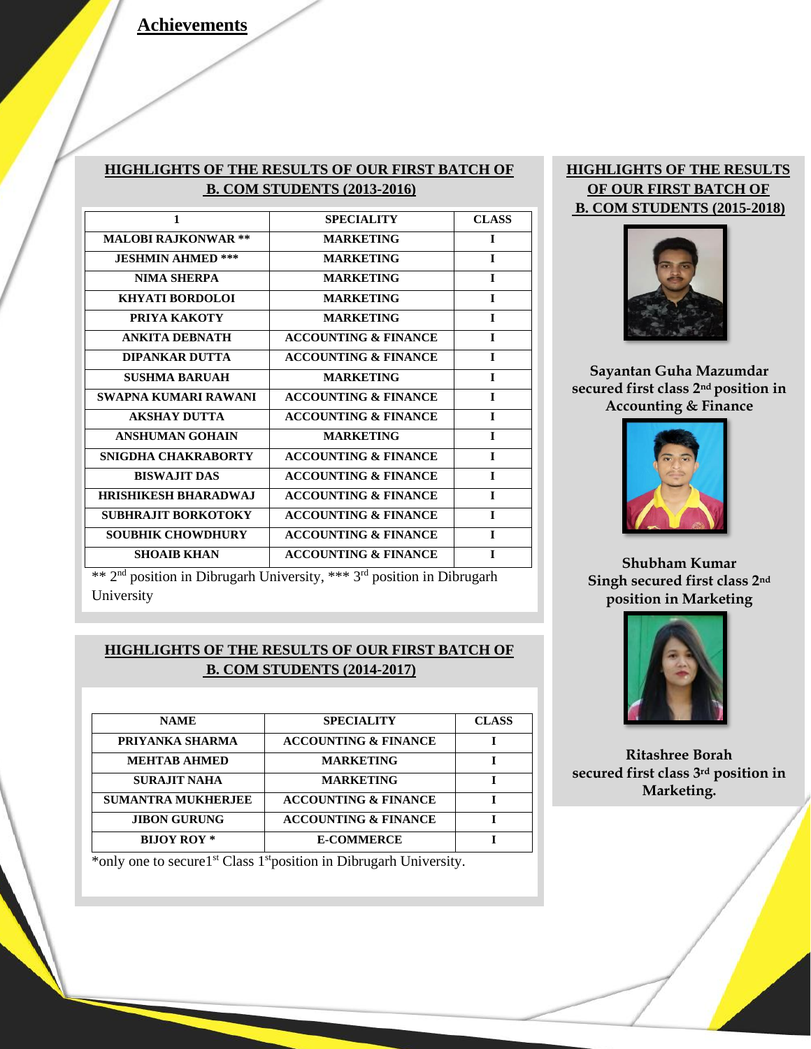## Achievements

### HIGHLIGHTS OF THE RESULTS OF OUR FIRST BATCH OF B. COM STUDENTS (2013-2016)

| 1 | SPECIALITY | CLASS |
|---|---|---|
| MALOBI RAJKONWAR ** | MARKETING | I |
| JESHMIN AHMED *** | MARKETING | I |
| NIMA SHERPA | MARKETING | I |
| KHYATI BORDOLOI | MARKETING | I |
| PRIYA KAKOTY | MARKETING | I |
| ANKITA DEBNATH | ACCOUNTING & FINANCE | I |
| DIPANKAR DUTTA | ACCOUNTING & FINANCE | I |
| SUSHMA BARUAH | MARKETING | I |
| SWAPNA KUMARI RAWANI | ACCOUNTING & FINANCE | I |
| AKSHAY DUTTA | ACCOUNTING & FINANCE | I |
| ANSHUMAN GOHAIN | MARKETING | I |
| SNIGDHA CHAKRABORTY | ACCOUNTING & FINANCE | I |
| BISWAJIT DAS | ACCOUNTING & FINANCE | I |
| HRISHIKESH BHARADWAJ | ACCOUNTING & FINANCE | I |
| SUBHRAJIT BORKOTOKY | ACCOUNTING & FINANCE | I |
| SOUBHIK CHOWDHURY | ACCOUNTING & FINANCE | I |
| SHOAIB KHAN | ACCOUNTING & FINANCE | I |

** 2nd position in Dibrugarh University, *** 3rd position in Dibrugarh University

### HIGHLIGHTS OF THE RESULTS OF OUR FIRST BATCH OF B. COM STUDENTS (2014-2017)

| NAME | SPECIALITY | CLASS |
|---|---|---|
| PRIYANKA SHARMA | ACCOUNTING & FINANCE | I |
| MEHTAB AHMED | MARKETING | I |
| SURAJIT NAHA | MARKETING | I |
| SUMANTRA MUKHERJEE | ACCOUNTING & FINANCE | I |
| JIBON GURUNG | ACCOUNTING & FINANCE | I |
| BIJOY ROY * | E-COMMERCE | I |

*only one to secure1st Class 1st position in Dibrugarh University.

### HIGHLIGHTS OF THE RESULTS OF OUR FIRST BATCH OF B. COM STUDENTS (2015-2018)

Sayantan Guha Mazumdar secured first class 2nd position in Accounting & Finance

Shubham Kumar Singh secured first class 2nd position in Marketing

Ritashree Borah secured first class 3rd position in Marketing.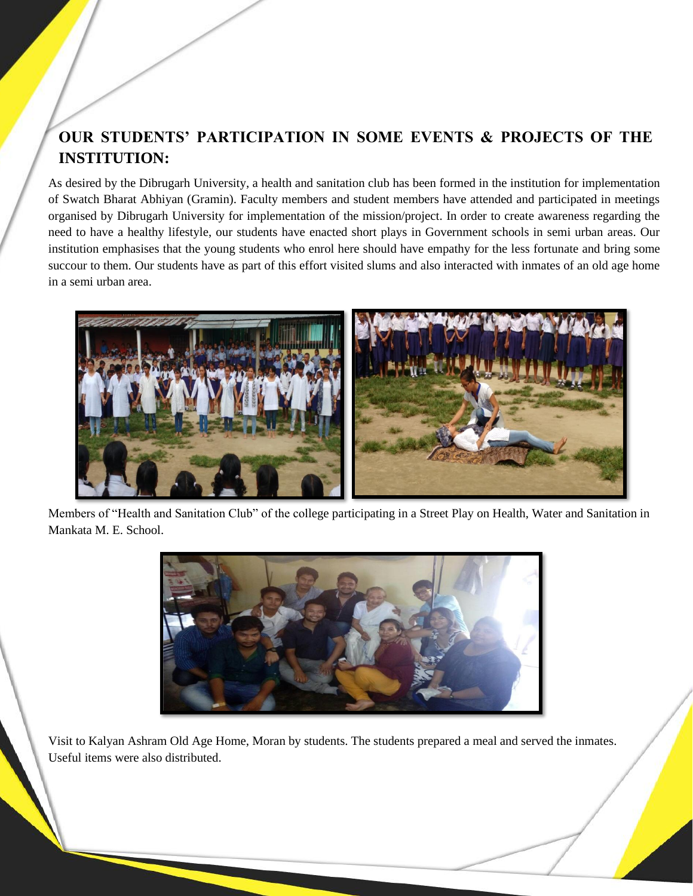## OUR STUDENTS' PARTICIPATION IN SOME EVENTS & PROJECTS OF THE INSTITUTION:

As desired by the Dibrugarh University, a health and sanitation club has been formed in the institution for implementation of Swatch Bharat Abhiyan (Gramin). Faculty members and student members have attended and participated in meetings organised by Dibrugarh University for implementation of the mission/project. In order to create awareness regarding the need to have a healthy lifestyle, our students have enacted short plays in Government schools in semi urban areas. Our institution emphasises that the young students who enrol here should have empathy for the less fortunate and bring some succour to them. Our students have as part of this effort visited slums and also interacted with inmates of an old age home in a semi urban area.

Members of "Health and Sanitation Club" of the college participating in a Street Play on Health, Water and Sanitation in Mankata M. E. School.

Visit to Kalyan Ashram Old Age Home, Moran by students. The students prepared a meal and served the inmates. Useful items were also distributed.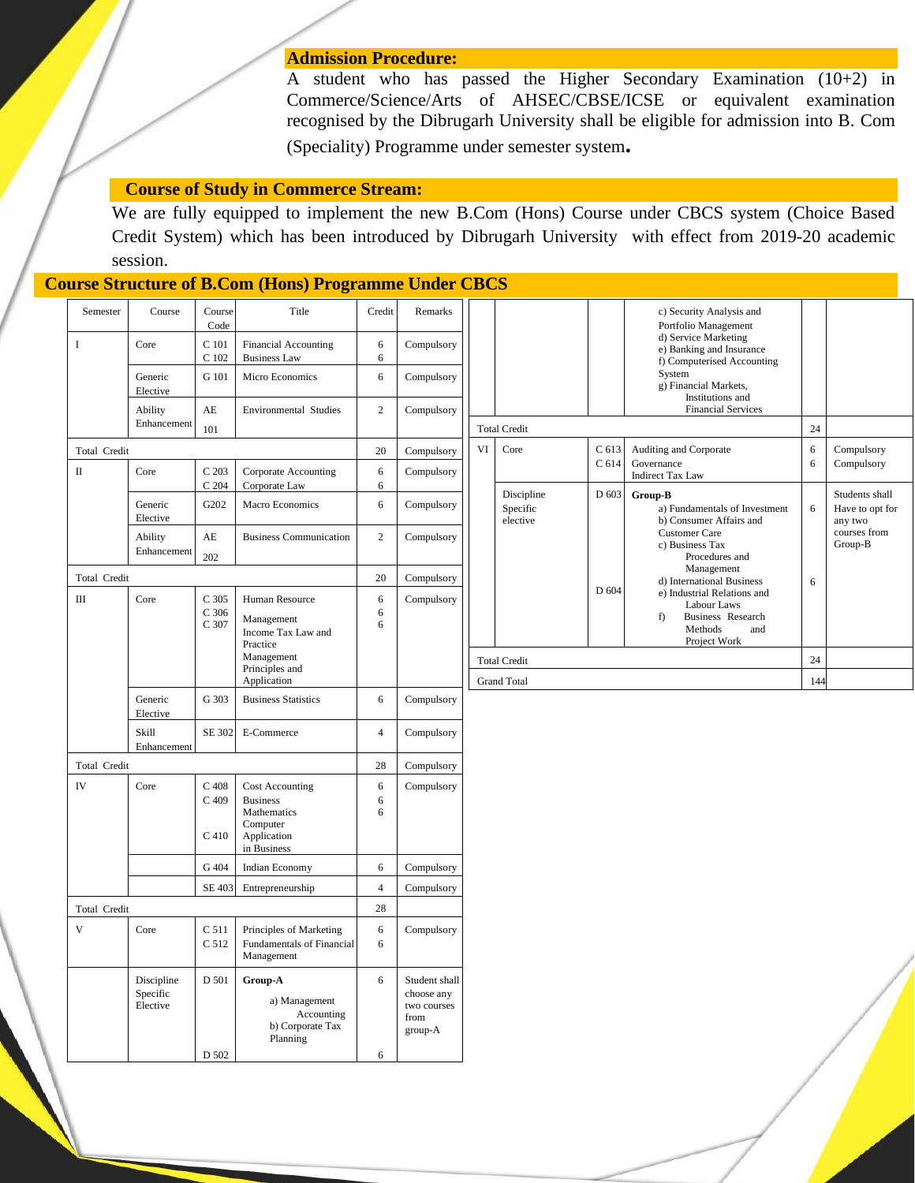## Admission Procedure:

A student who has passed the Higher Secondary Examination (10+2) in Commerce/Science/Arts of AHSEC/CBSE/ICSE or equivalent examination recognised by the Dibrugarh University shall be eligible for admission into B. Com (Speciality) Programme under semester system.

## Course of Study in Commerce Stream:

We are fully equipped to implement the new B.Com (Hons) Course under CBCS system (Choice Based Credit System) which has been introduced by Dibrugarh University with effect from 2019-20 academic session.

## Course Structure of B.Com (Hons) Programme Under CBCS

| Semester | Course | Course Code | Title | Credit | Remarks |
|---|---|---|---|---|---|
| I | Core | C 101<br>C 102 | Financial Accounting<br>Business Law | 6<br>6 | Compulsory |
| | Generic Elective | G 101 | Micro Economics | 6 | Compulsory |
| | Ability Enhancement | AE 101 | Environmental Studies | 2 | Compulsory |
| Total Credit | | | | 20 | Compulsory |
| II | Core | C 203<br>C 204 | Corporate Accounting<br>Corporate Law | 6<br>6 | Compulsory |
| | Generic Elective | G202 | Macro Economics | 6 | Compulsory |
| | Ability Enhancement | AE 202 | Business Communication | 2 | Compulsory |
| Total Credit | | | | 20 | Compulsory |
| III | Core | C 305<br>C 306<br>C 307 | Human Resource Management<br>Income Tax Law and Practice<br>Management Principles and Application | 6<br>6<br>6 | Compulsory |
| | Generic Elective | G 303 | Business Statistics | 6 | Compulsory |
| | Skill Enhancement | SE 302 | E-Commerce | 4 | Compulsory |
| Total Credit | | | | 28 | Compulsory |
| IV | Core | C 408<br>C 409<br>C 410 | Cost Accounting<br>Business Mathematics<br>Computer Application in Business | 6<br>6<br>6 | Compulsory |
| | | G 404 | Indian Economy | 6 | Compulsory |
| | | SE 403 | Entrepreneurship | 4 | Compulsory |
| Total Credit | | | | 28 | |
| V | Core | C 511<br>C 512 | Principles of Marketing<br>Fundamentals of Financial Management | 6<br>6 | Compulsory |
| | Discipline Specific Elective | D 501<br>D 502 | **Group-A**<br>a) Management Accounting<br>b) Corporate Tax Planning<br>c) Security Analysis and Portfolio Management<br>d) Service Marketing<br>e) Banking and Insurance<br>f) Computerised Accounting System<br>g) Financial Markets, Institutions and Financial Services | 6<br>6 | Student shall choose any two courses from group-A |
| Total Credit | | | | 24 | |
| VI | Core | C 613<br>C 614 | Auditing and Corporate Governance<br>Indirect Tax Law | 6<br>6 | Compulsory<br>Compulsory |
| | Discipline Specific elective | D 603<br>D 604 | **Group-B**<br>a) Fundamentals of Investment<br>b) Consumer Affairs and Customer Care<br>c) Business Tax Procedures and Management<br>d) International Business<br>e) Industrial Relations and Labour Laws<br>f) Business Research Methods and Project Work | 6<br>6 | Students shall Have to opt for any two courses from Group-B |
| Total Credit | | | | 24 | |
| Grand Total | | | | 144 | |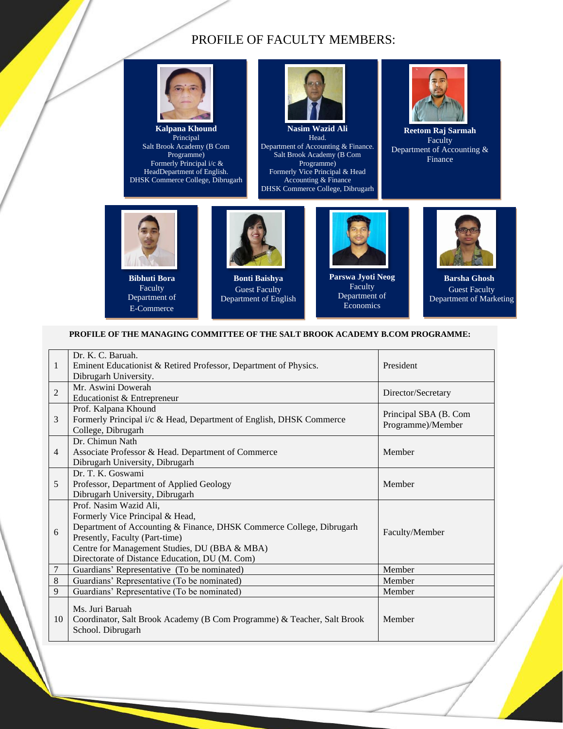# PROFILE OF FACULTY MEMBERS:

**Kalpana Khound**
Principal
Salt Brook Academy (B Com Programme)
Formerly Principal i/c & HeadDepartment of English.
DHSK Commerce College, Dibrugarh

**Nasim Wazid Ali**
Head.
Department of Accounting & Finance.
Salt Brook Academy (B Com Programme)
Formerly Vice Principal & Head Accounting & Finance
DHSK Commerce College, Dibrugarh

**Reetom Raj Sarmah**
Faculty
Department of Accounting & Finance

**Bibhuti Bora**
Faculty
Department of E-Commerce

**Bonti Baishya**
Guest Faculty
Department of English

**Parswa Jyoti Neog**
Faculty
Department of Economics

**Barsha Ghosh**
Guest Faculty
Department of Marketing

**PROFILE OF THE MANAGING COMMITTEE OF THE SALT BROOK ACADEMY B.COM PROGRAMME:**

| | | |
|---|---|---|
| 1 | Dr. K. C. Baruah.<br>Eminent Educationist & Retired Professor, Department of Physics.<br>Dibrugarh University. | President |
| 2 | Mr. Aswini Dowerah<br>Educationist & Entrepreneur | Director/Secretary |
| 3 | Prof. Kalpana Khound<br>Formerly Principal i/c & Head, Department of English, DHSK Commerce College, Dibrugarh | Principal SBA (B. Com Programme)/Member |
| 4 | Dr. Chimun Nath<br>Associate Professor & Head. Department of Commerce<br>Dibrugarh University, Dibrugarh | Member |
| 5 | Dr. T. K. Goswami<br>Professor, Department of Applied Geology<br>Dibrugarh University, Dibrugarh | Member |
| 6 | Prof. Nasim Wazid Ali,<br>Formerly Vice Principal & Head,<br>Department of Accounting & Finance, DHSK Commerce College, Dibrugarh<br>Presently, Faculty (Part-time)<br>Centre for Management Studies, DU (BBA & MBA)<br>Directorate of Distance Education, DU (M. Com) | Faculty/Member |
| 7 | Guardians' Representative (To be nominated) | Member |
| 8 | Guardians' Representative (To be nominated) | Member |
| 9 | Guardians' Representative (To be nominated) | Member |
| 10 | Ms. Juri Baruah<br>Coordinator, Salt Brook Academy (B Com Programme) & Teacher, Salt Brook School. Dibrugarh | Member |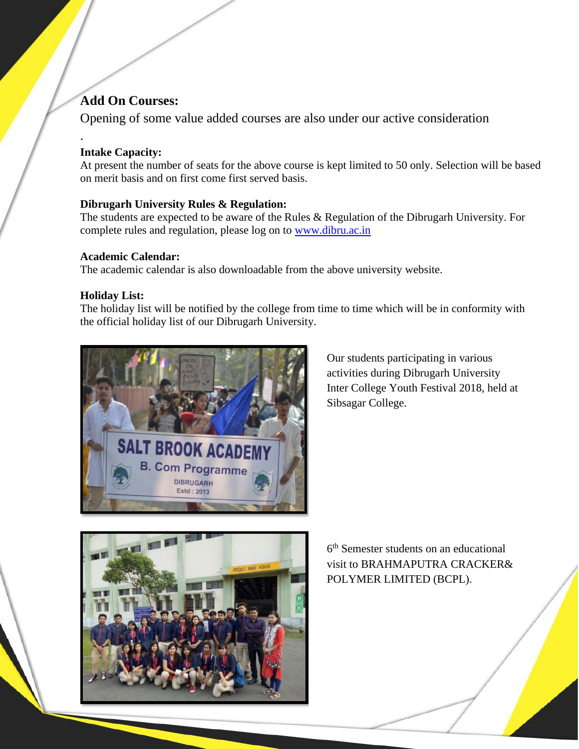## Add On Courses:

Opening of some value added courses are also under our active consideration

.

**Intake Capacity:**

At present the number of seats for the above course is kept limited to 50 only. Selection will be based on merit basis and on first come first served basis.

**Dibrugarh University Rules & Regulation:**

The students are expected to be aware of the Rules & Regulation of the Dibrugarh University. For complete rules and regulation, please log on to www.dibru.ac.in

**Academic Calendar:**

The academic calendar is also downloadable from the above university website.

**Holiday List:**

The holiday list will be notified by the college from time to time which will be in conformity with the official holiday list of our Dibrugarh University.

Our students participating in various activities during Dibrugarh University Inter College Youth Festival 2018, held at Sibsagar College.

6th Semester students on an educational visit to BRAHMAPUTRA CRACKER& POLYMER LIMITED (BCPL).